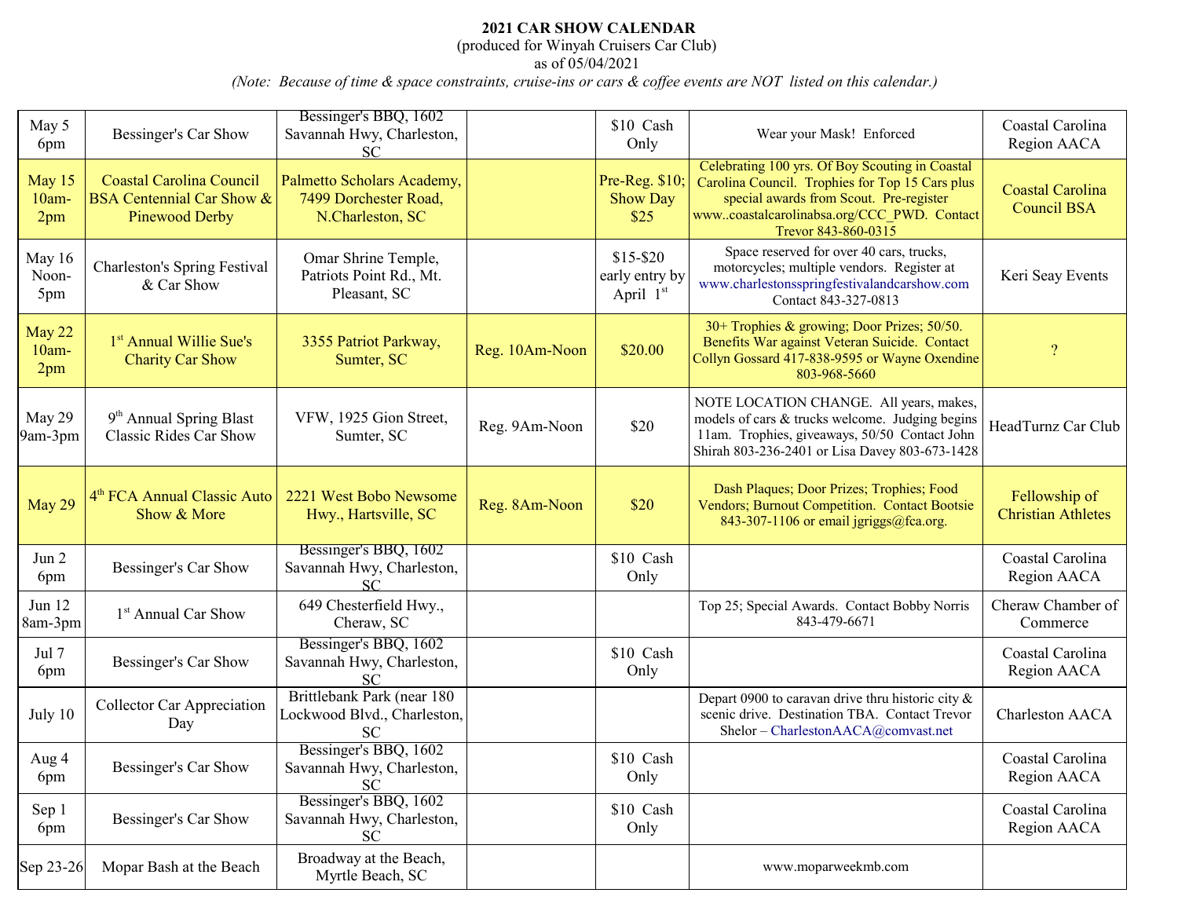**2021 CAR SHOW CALENDAR**

(produced for Winyah Cruisers Car Club)

as of 05/04/2021

*(Note: Because of time & space constraints, cruise-ins or cars & coffee events are NOT listed on this calendar.)*

| | | | | | | |
|---|---|---|---|---|---|---|
| May 5 6pm | Bessinger's Car Show | Bessinger's BBQ, 1602 Savannah Hwy, Charleston, SC | | $10 Cash Only | Wear your Mask! Enforced | Coastal Carolina Region AACA |
| May 15 10am-2pm | Coastal Carolina Council BSA Centennial Car Show & Pinewood Derby | Palmetto Scholars Academy, 7499 Dorchester Road, N.Charleston, SC | | Pre-Reg. $10; Show Day $25 | Celebrating 100 yrs. Of Boy Scouting in Coastal Carolina Council. Trophies for Top 15 Cars plus special awards from Scout. Pre-register www..coastalcarolinabsa.org/CCC_PWD. Contact Trevor 843-860-0315 | Coastal Carolina Council BSA |
| May 16 Noon-5pm | Charleston's Spring Festival & Car Show | Omar Shrine Temple, Patriots Point Rd., Mt. Pleasant, SC | | $15-$20 early entry by April 1st | Space reserved for over 40 cars, trucks, motorcycles; multiple vendors. Register at www.charlestonsspringfestivalandcarshow.com Contact 843-327-0813 | Keri Seay Events |
| May 22 10am-2pm | 1st Annual Willie Sue's Charity Car Show | 3355 Patriot Parkway, Sumter, SC | Reg. 10Am-Noon | $20.00 | 30+ Trophies & growing; Door Prizes; 50/50. Benefits War against Veteran Suicide. Contact Collyn Gossard 417-838-9595 or Wayne Oxendine 803-968-5660 | ? |
| May 29 9am-3pm | 9th Annual Spring Blast Classic Rides Car Show | VFW, 1925 Gion Street, Sumter, SC | Reg. 9Am-Noon | $20 | NOTE LOCATION CHANGE. All years, makes, models of cars & trucks welcome. Judging begins 11am. Trophies, giveaways, 50/50 Contact John Shirah 803-236-2401 or Lisa Davey 803-673-1428 | HeadTurnz Car Club |
| May 29 | 4th FCA Annual Classic Auto Show & More | 2221 West Bobo Newsome Hwy., Hartsville, SC | Reg. 8Am-Noon | $20 | Dash Plaques; Door Prizes; Trophies; Food Vendors; Burnout Competition. Contact Bootsie 843-307-1106 or email jgriggs@fca.org. | Fellowship of Christian Athletes |
| Jun 2 6pm | Bessinger's Car Show | Bessinger's BBQ, 1602 Savannah Hwy, Charleston, SC | | $10 Cash Only | | Coastal Carolina Region AACA |
| Jun 12 8am-3pm | 1st Annual Car Show | 649 Chesterfield Hwy., Cheraw, SC | | | Top 25; Special Awards. Contact Bobby Norris 843-479-6671 | Cheraw Chamber of Commerce |
| Jul 7 6pm | Bessinger's Car Show | Bessinger's BBQ, 1602 Savannah Hwy, Charleston, SC | | $10 Cash Only | | Coastal Carolina Region AACA |
| July 10 | Collector Car Appreciation Day | Brittlebank Park (near 180 Lockwood Blvd., Charleston, SC | | | Depart 0900 to caravan drive thru historic city & scenic drive. Destination TBA. Contact Trevor Shelor – CharlestonAACA@comvast.net | Charleston AACA |
| Aug 4 6pm | Bessinger's Car Show | Bessinger's BBQ, 1602 Savannah Hwy, Charleston, SC | | $10 Cash Only | | Coastal Carolina Region AACA |
| Sep 1 6pm | Bessinger's Car Show | Bessinger's BBQ, 1602 Savannah Hwy, Charleston, SC | | $10 Cash Only | | Coastal Carolina Region AACA |
| Sep 23-26 | Mopar Bash at the Beach | Broadway at the Beach, Myrtle Beach, SC | | | www.moparweekmb.com | |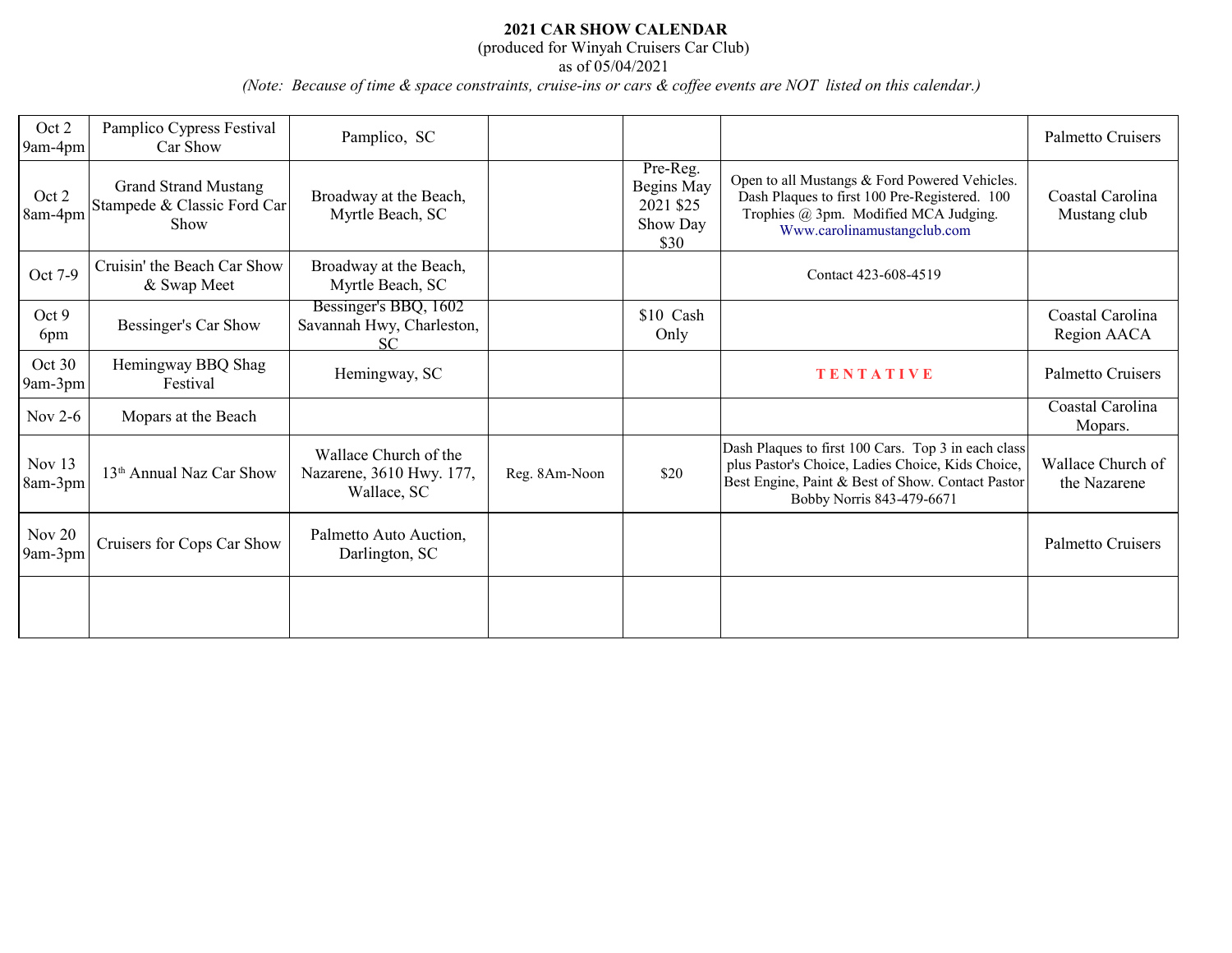**2021 CAR SHOW CALENDAR**

(produced for Winyah Cruisers Car Club)

as of 05/04/2021

*(Note: Because of time & space constraints, cruise-ins or cars & coffee events are NOT listed on this calendar.)*

| | | | | | | |
|---|---|---|---|---|---|---|
| Oct 2 9am-4pm | Pamplico Cypress Festival Car Show | Pamplico, SC | | | | Palmetto Cruisers |
| Oct 2 8am-4pm | Grand Strand Mustang Stampede & Classic Ford Car Show | Broadway at the Beach, Myrtle Beach, SC | | Pre-Reg. Begins May 2021 $25 Show Day $30 | Open to all Mustangs & Ford Powered Vehicles. Dash Plaques to first 100 Pre-Registered. 100 Trophies @ 3pm. Modified MCA Judging. Www.carolinamustangclub.com | Coastal Carolina Mustang club |
| Oct 7-9 | Cruisin' the Beach Car Show & Swap Meet | Broadway at the Beach, Myrtle Beach, SC | | | Contact 423-608-4519 | |
| Oct 9 6pm | Bessinger's Car Show | Bessinger's BBQ, 1602 Savannah Hwy, Charleston, SC | | $10 Cash Only | | Coastal Carolina Region AACA |
| Oct 30 9am-3pm | Hemingway BBQ Shag Festival | Hemingway, SC | | | TENTATIVE | Palmetto Cruisers |
| Nov 2-6 | Mopars at the Beach | | | | | Coastal Carolina Mopars. |
| Nov 13 8am-3pm | 13th Annual Naz Car Show | Wallace Church of the Nazarene, 3610 Hwy. 177, Wallace, SC | Reg. 8Am-Noon | $20 | Dash Plaques to first 100 Cars. Top 3 in each class plus Pastor's Choice, Ladies Choice, Kids Choice, Best Engine, Paint & Best of Show. Contact Pastor Bobby Norris 843-479-6671 | Wallace Church of the Nazarene |
| Nov 20 9am-3pm | Cruisers for Cops Car Show | Palmetto Auto Auction, Darlington, SC | | | | Palmetto Cruisers |
| | | | | | | |